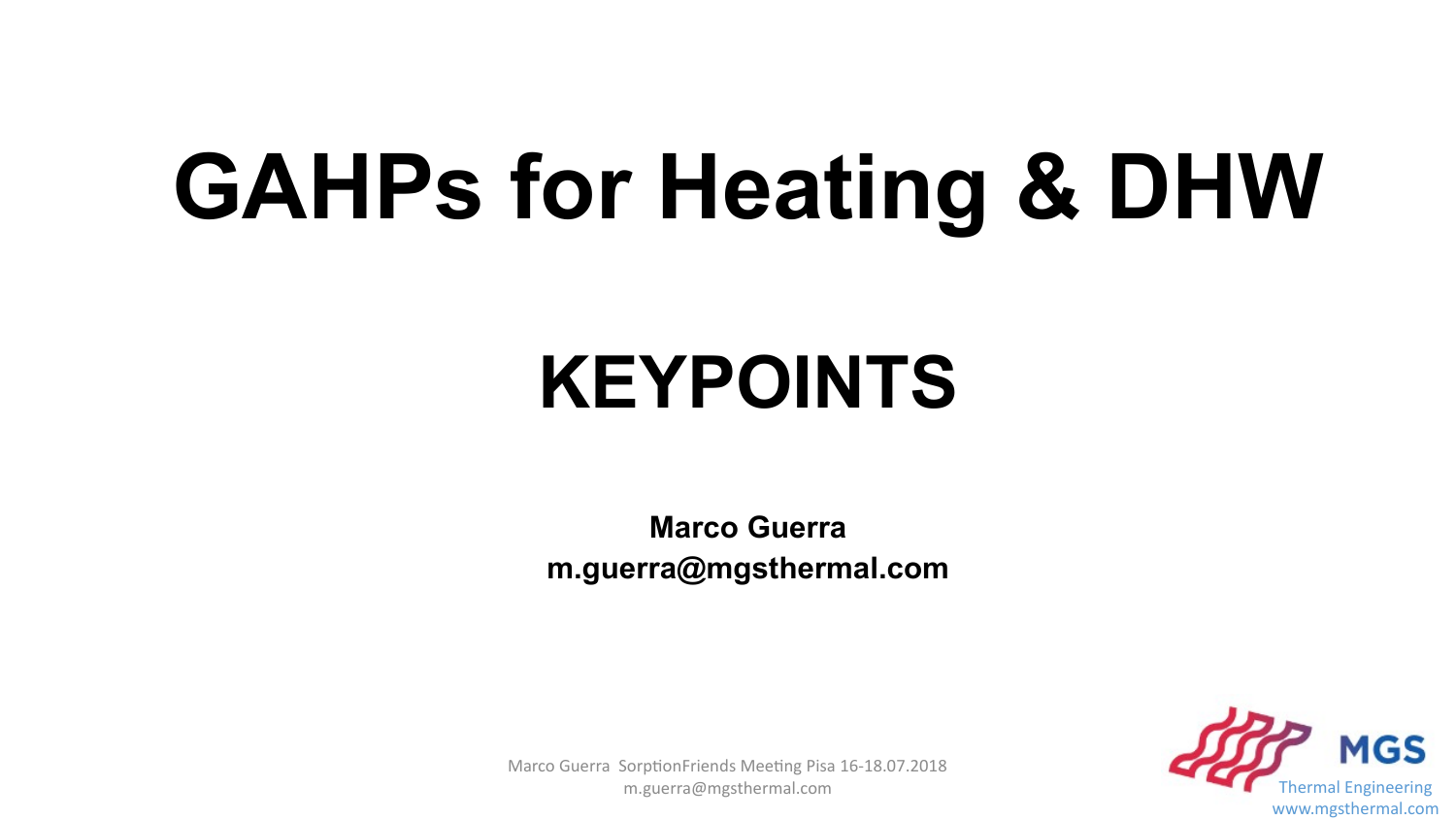# GAHPs for Heating & DHW

## KEYPOINTS

**Marco Guerra**
**m.guerra@mgsthermal.com**

Marco Guerra SorptionFriends Meeting Pisa 16-18.07.2018
m.guerra@mgsthermal.com

MGS
Thermal Engineering
www.mgsthermal.com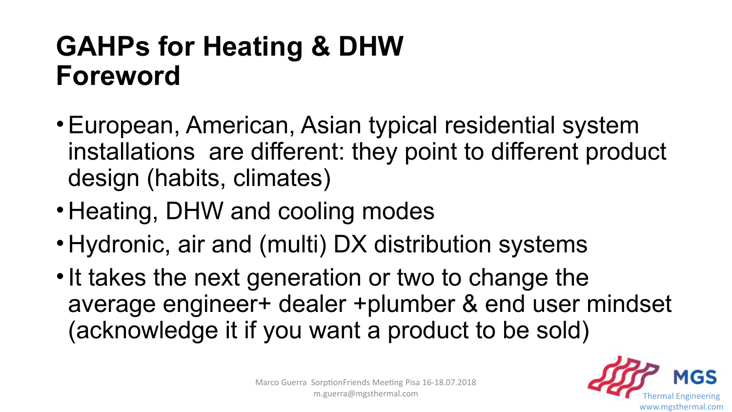# GAHPs for Heating & DHW Foreword

- European, American, Asian typical residential system installations are different: they point to different product design (habits, climates)
- Heating, DHW and cooling modes
- Hydronic, air and (multi) DX distribution systems
- It takes the next generation or two to change the average engineer+ dealer +plumber & end user mindset (acknowledge it if you want a product to be sold)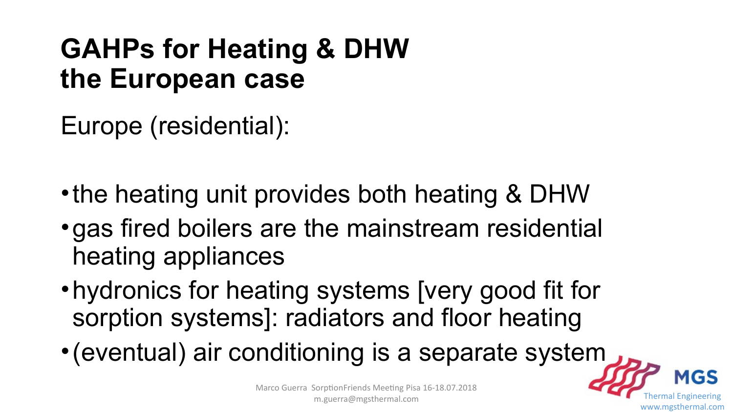# GAHPs for Heating & DHW the European case

Europe (residential):

- the heating unit provides both heating & DHW
- gas fired boilers are the mainstream residential heating appliances
- hydronics for heating systems [very good fit for sorption systems]: radiators and floor heating
- (eventual) air conditioning is a separate system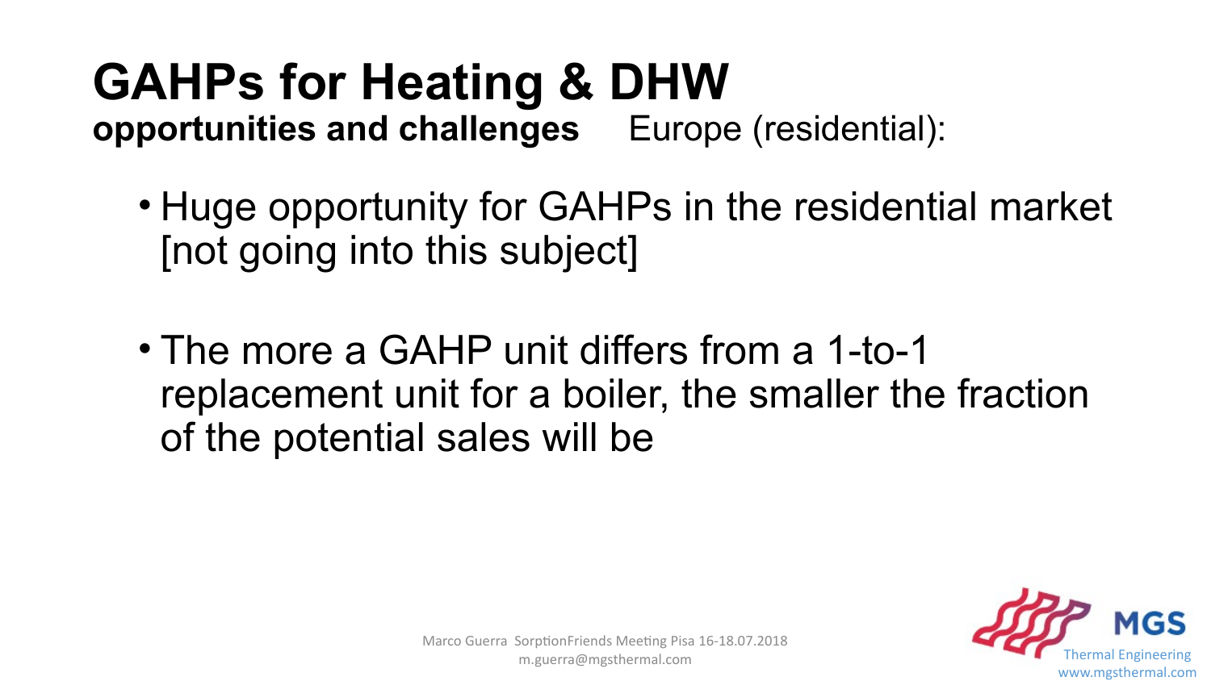# GAHPs for Heating & DHW

**opportunities and challenges** Europe (residential):

- Huge opportunity for GAHPs in the residential market [not going into this subject]
- The more a GAHP unit differs from a 1-to-1 replacement unit for a boiler, the smaller the fraction of the potential sales will be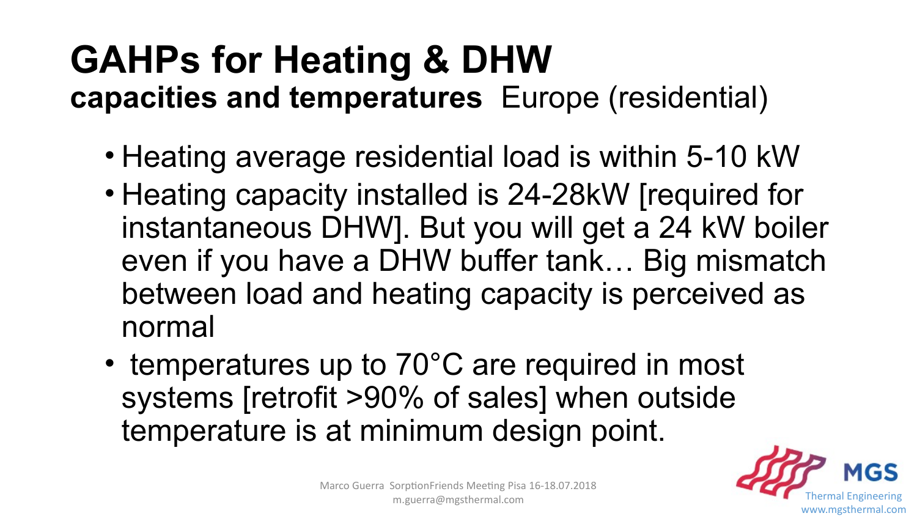# GAHPs for Heating & DHW

**capacities and temperatures** Europe (residential)

- Heating average residential load is within 5-10 kW
- Heating capacity installed is 24-28kW [required for instantaneous DHW]. But you will get a 24 kW boiler even if you have a DHW buffer tank… Big mismatch between load and heating capacity is perceived as normal
- temperatures up to 70°C are required in most systems [retrofit >90% of sales] when outside temperature is at minimum design point.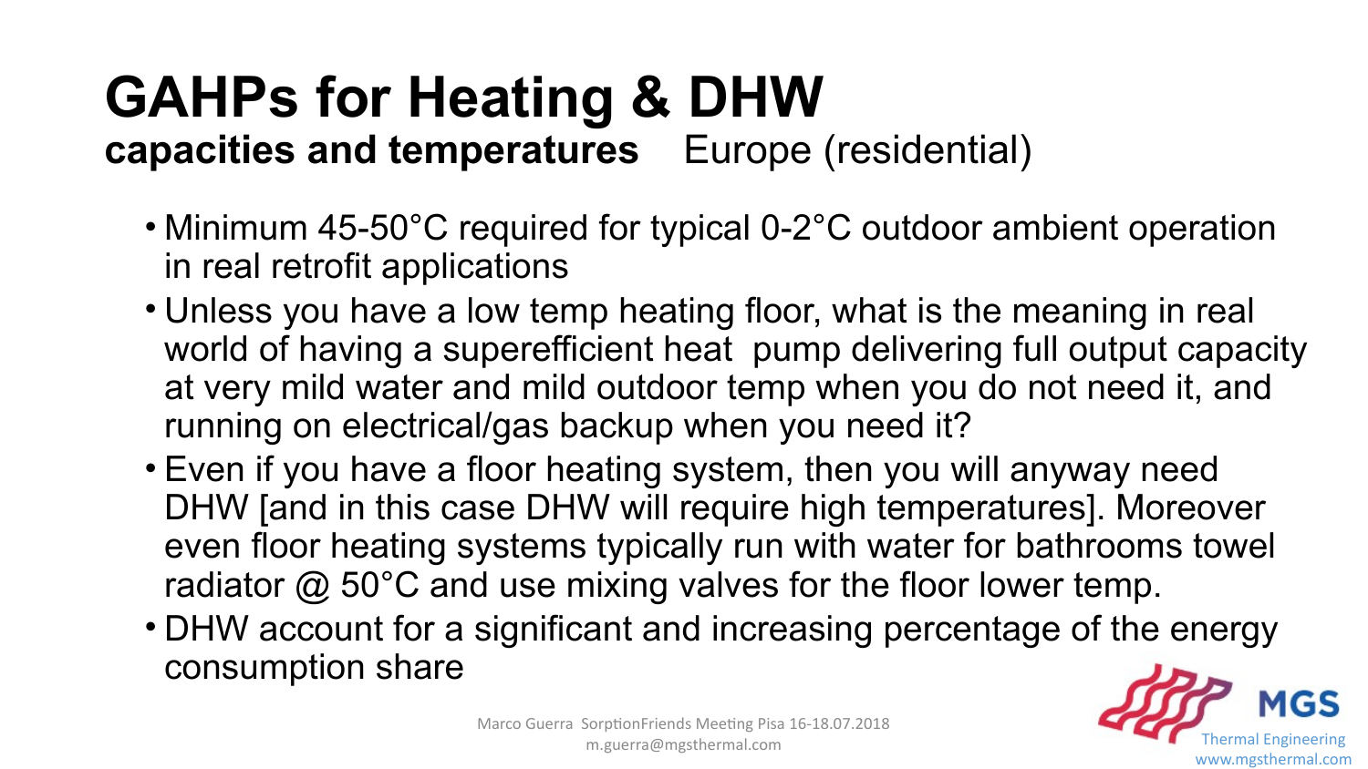# GAHPs for Heating & DHW

**capacities and temperatures** Europe (residential)

- Minimum 45-50°C required for typical 0-2°C outdoor ambient operation in real retrofit applications
- Unless you have a low temp heating floor, what is the meaning in real world of having a superefficient heat pump delivering full output capacity at very mild water and mild outdoor temp when you do not need it, and running on electrical/gas backup when you need it?
- Even if you have a floor heating system, then you will anyway need DHW [and in this case DHW will require high temperatures]. Moreover even floor heating systems typically run with water for bathrooms towel radiator @ 50°C and use mixing valves for the floor lower temp.
- DHW account for a significant and increasing percentage of the energy consumption share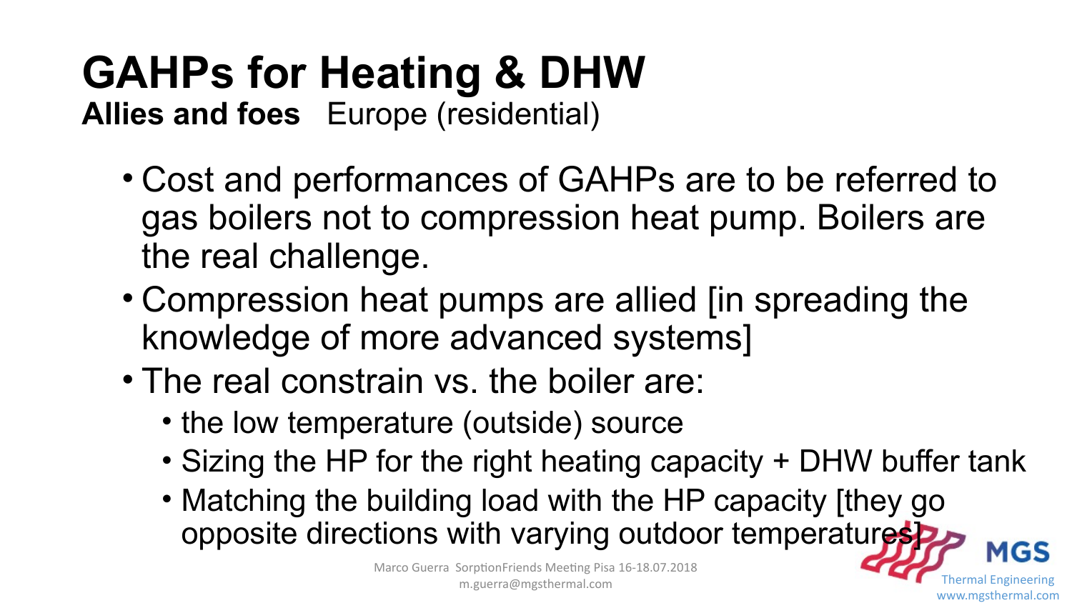# GAHPs for Heating & DHW

**Allies and foes** Europe (residential)

- Cost and performances of GAHPs are to be referred to gas boilers not to compression heat pump. Boilers are the real challenge.
- Compression heat pumps are allied [in spreading the knowledge of more advanced systems]
- The real constrain vs. the boiler are:
  - the low temperature (outside) source
  - Sizing the HP for the right heating capacity + DHW buffer tank
  - Matching the building load with the HP capacity [they go opposite directions with varying outdoor temperatures]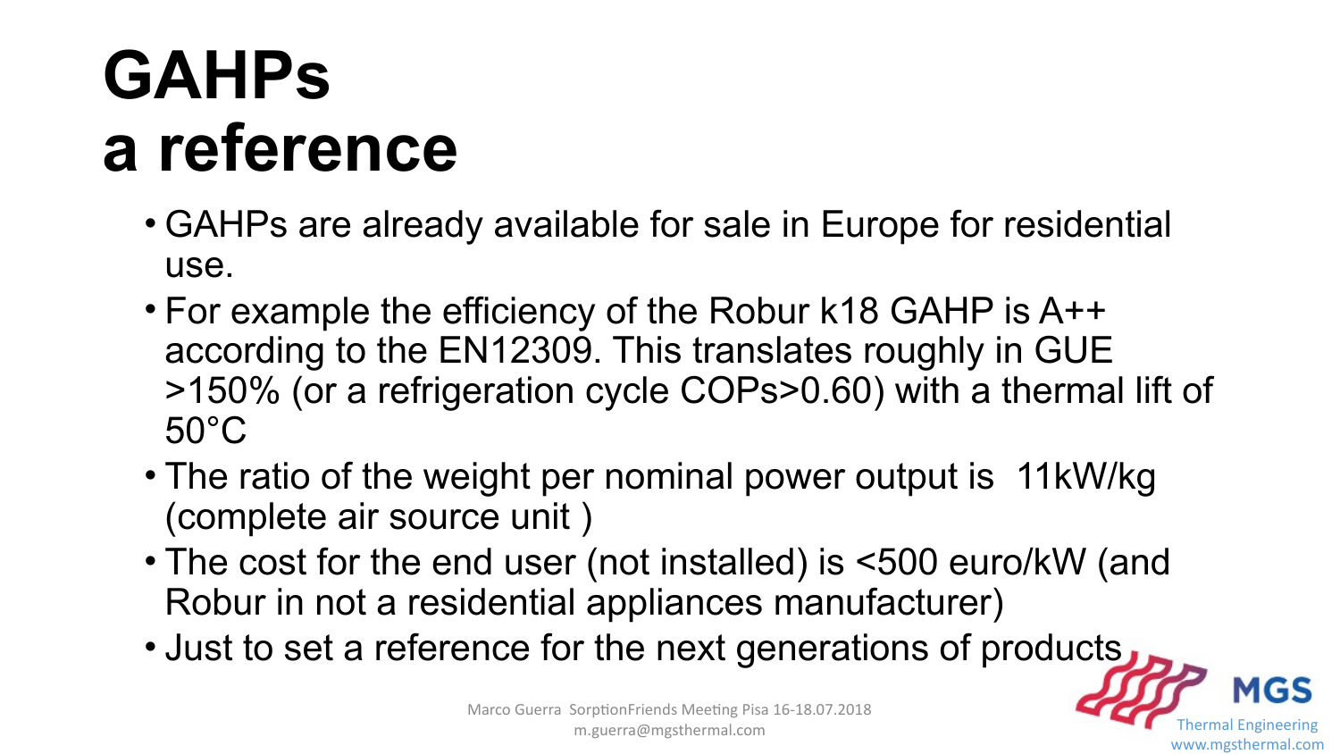# GAHPs a reference

- GAHPs are already available for sale in Europe for residential use.
- For example the efficiency of the Robur k18 GAHP is A++ according to the EN12309. This translates roughly in GUE >150% (or a refrigeration cycle COPs>0.60) with a thermal lift of 50°C
- The ratio of the weight per nominal power output is 11kW/kg (complete air source unit )
- The cost for the end user (not installed) is <500 euro/kW (and Robur in not a residential appliances manufacturer)
- Just to set a reference for the next generations of products

Marco Guerra SorptionFriends Meeting Pisa 16-18.07.2018
m.guerra@mgsthermal.com

MGS Thermal Engineering
www.mgsthermal.com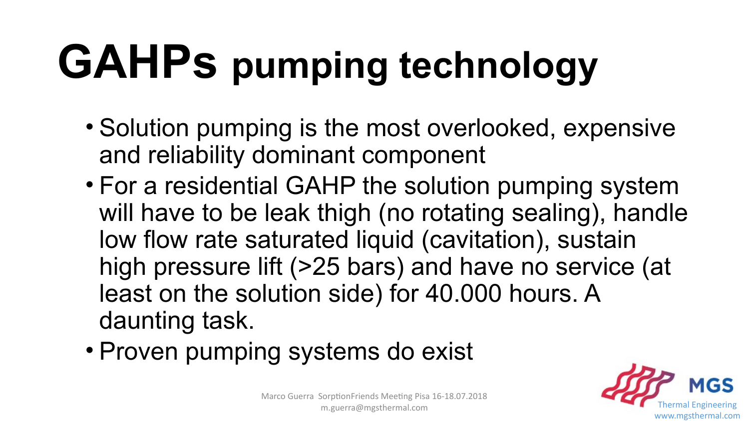# GAHPs pumping technology

- Solution pumping is the most overlooked, expensive and reliability dominant component
- For a residential GAHP the solution pumping system will have to be leak thigh (no rotating sealing), handle low flow rate saturated liquid (cavitation), sustain high pressure lift (>25 bars) and have no service (at least on the solution side) for 40.000 hours. A daunting task.
- Proven pumping systems do exist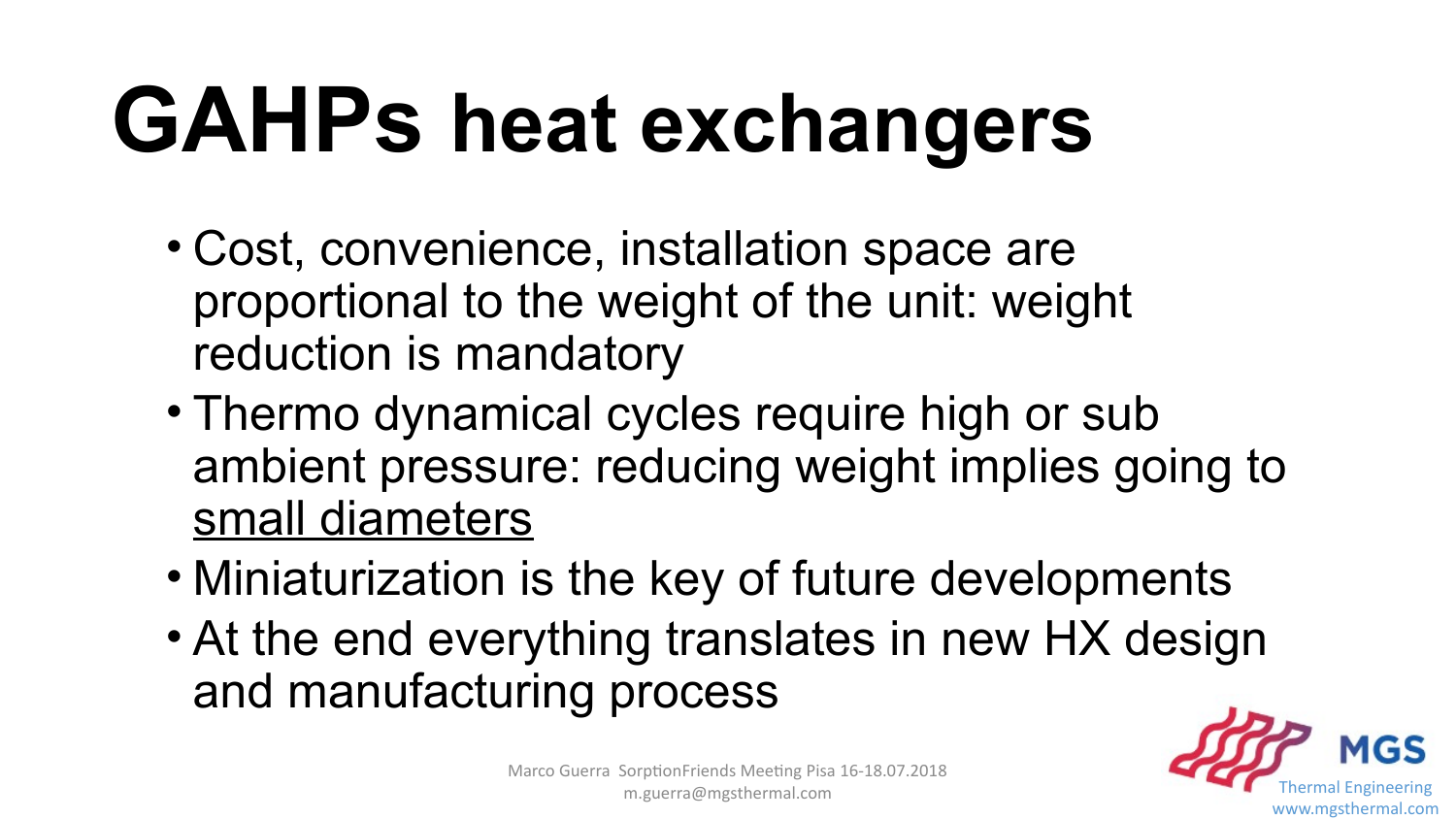# GAHPs heat exchangers

- Cost, convenience, installation space are proportional to the weight of the unit: weight reduction is mandatory
- Thermo dynamical cycles require high or sub ambient pressure: reducing weight implies going to <u>small diameters</u>
- Miniaturization is the key of future developments
- At the end everything translates in new HX design and manufacturing process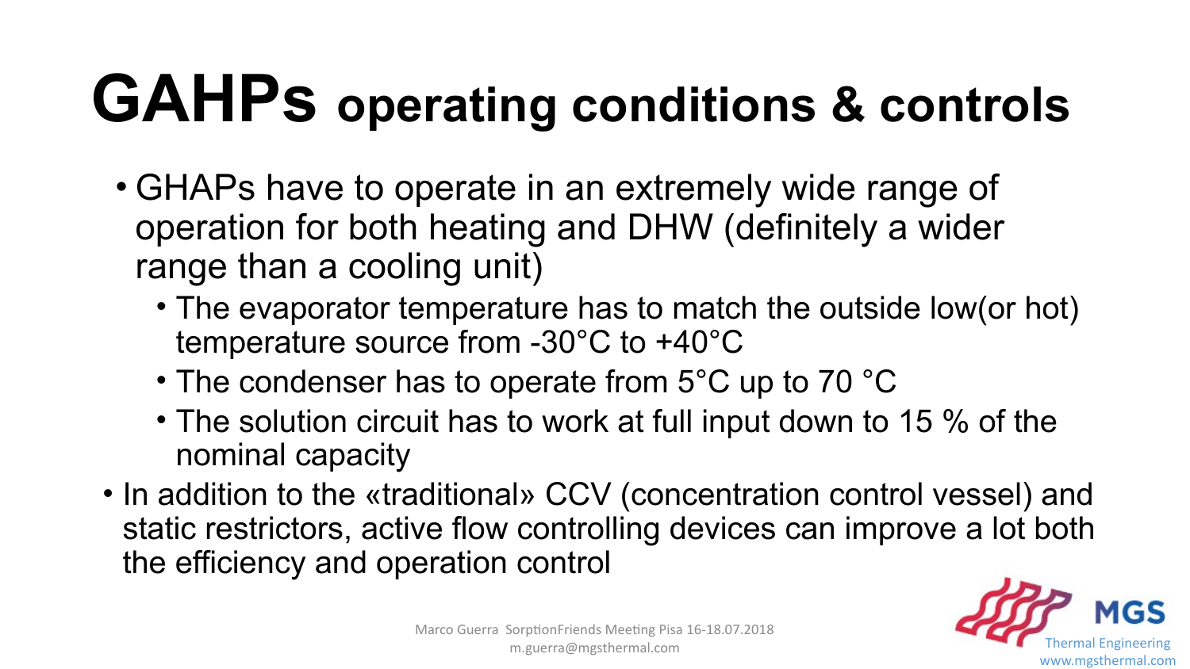# GAHPs operating conditions & controls

- GHAPs have to operate in an extremely wide range of operation for both heating and DHW (definitely a wider range than a cooling unit)
  - The evaporator temperature has to match the outside low(or hot) temperature source from -30°C to +40°C
  - The condenser has to operate from 5°C up to 70 °C
  - The solution circuit has to work at full input down to 15 % of the nominal capacity
- In addition to the «traditional» CCV (concentration control vessel) and static restrictors, active flow controlling devices can improve a lot both the efficiency and operation control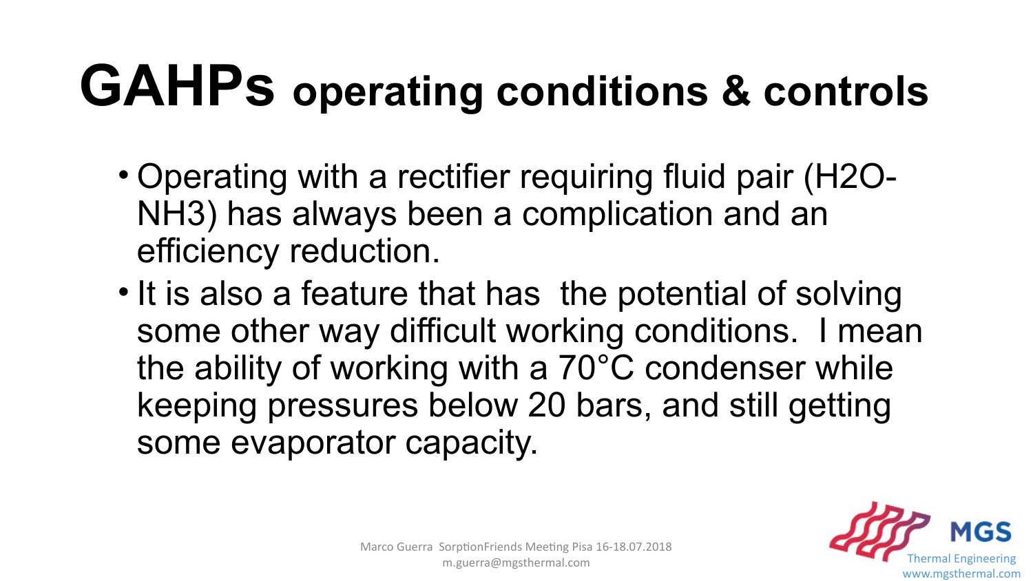# GAHPs operating conditions & controls

- Operating with a rectifier requiring fluid pair ($H_2O$-$NH_3$) has always been a complication and an efficiency reduction.
- It is also a feature that has the potential of solving some other way difficult working conditions. I mean the ability of working with a 70°C condenser while keeping pressures below 20 bars, and still getting some evaporator capacity.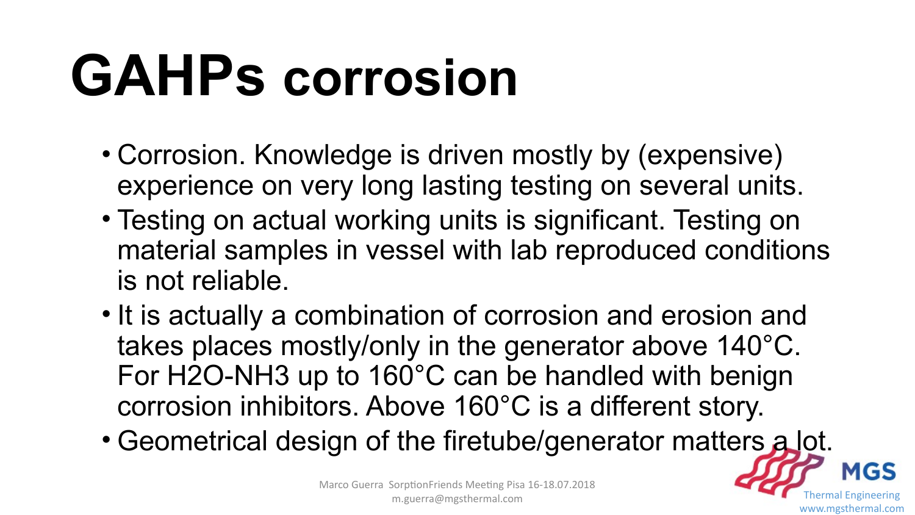# GAHPs corrosion

- Corrosion. Knowledge is driven mostly by (expensive) experience on very long lasting testing on several units.
- Testing on actual working units is significant. Testing on material samples in vessel with lab reproduced conditions is not reliable.
- It is actually a combination of corrosion and erosion and takes places mostly/only in the generator above 140°C. For $H_2O$-$NH_3$ up to 160°C can be handled with benign corrosion inhibitors. Above 160°C is a different story.
- Geometrical design of the firetube/generator matters a lot.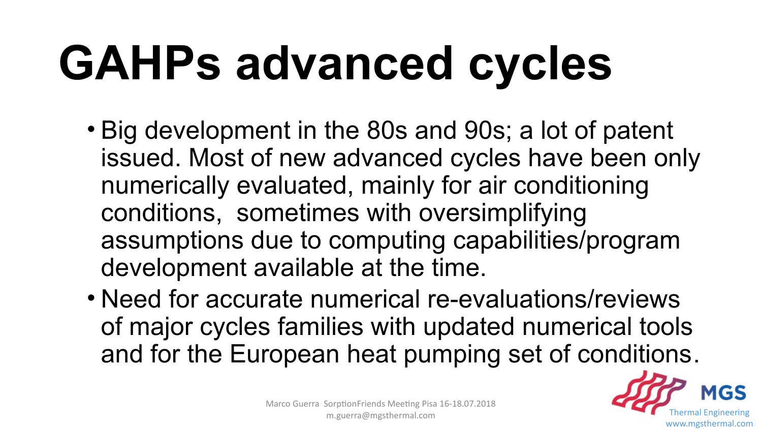# GAHPs advanced cycles

- Big development in the 80s and 90s; a lot of patent issued. Most of new advanced cycles have been only numerically evaluated, mainly for air conditioning conditions, sometimes with oversimplifying assumptions due to computing capabilities/program development available at the time.
- Need for accurate numerical re-evaluations/reviews of major cycles families with updated numerical tools and for the European heat pumping set of conditions.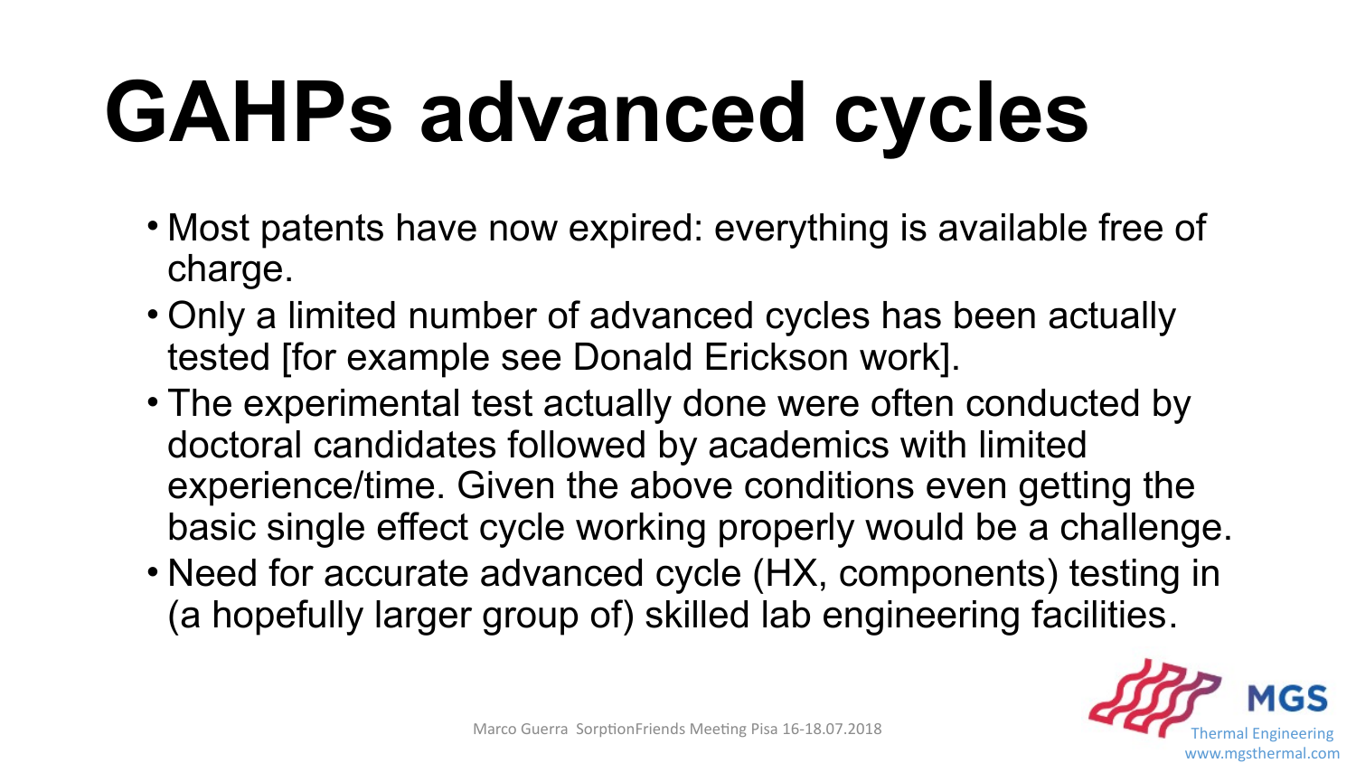# GAHPs advanced cycles

- Most patents have now expired: everything is available free of charge.
- Only a limited number of advanced cycles has been actually tested [for example see Donald Erickson work].
- The experimental test actually done were often conducted by doctoral candidates followed by academics with limited experience/time. Given the above conditions even getting the basic single effect cycle working properly would be a challenge.
- Need for accurate advanced cycle (HX, components) testing in (a hopefully larger group of) skilled lab engineering facilities.